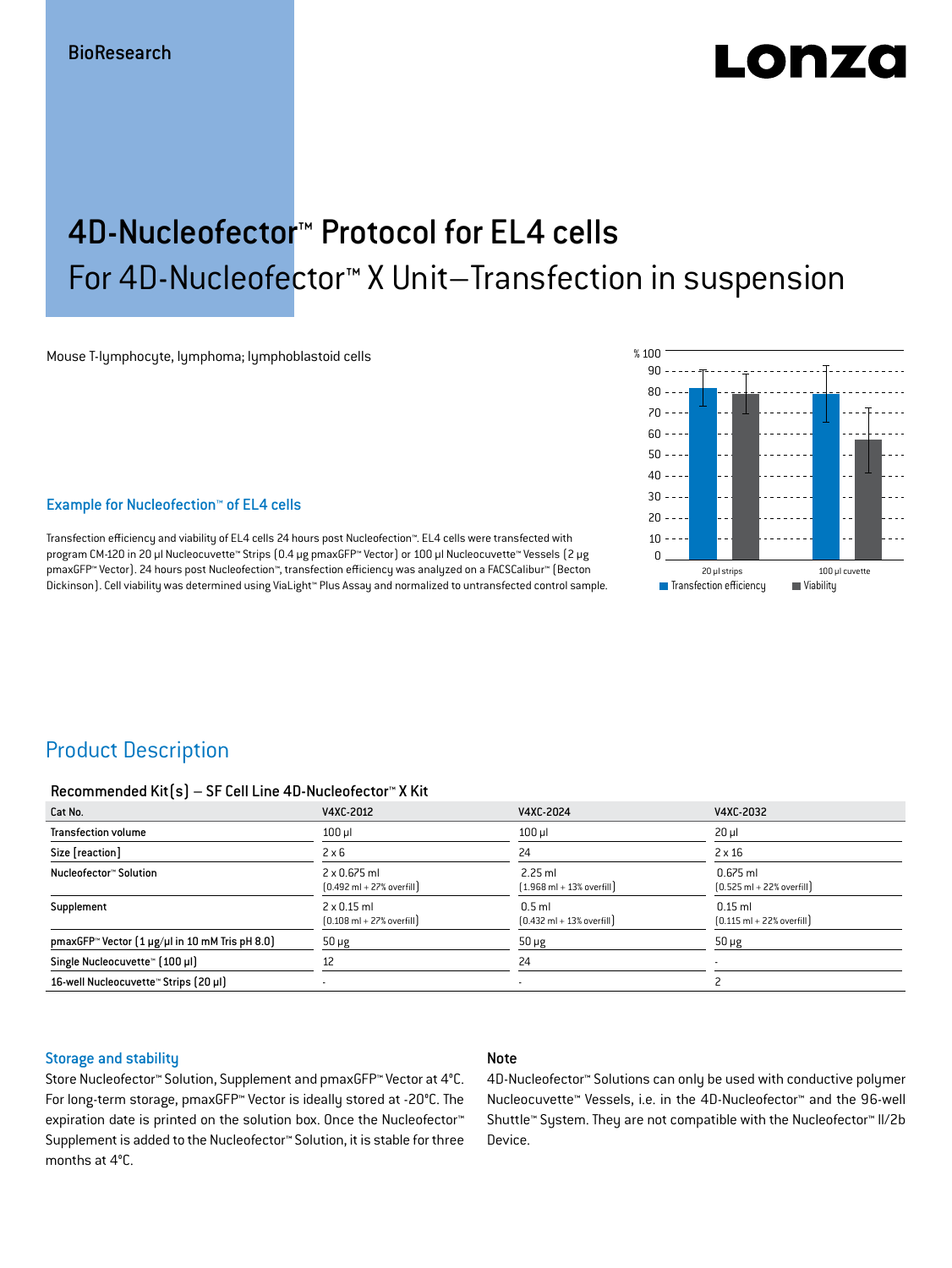BioResearch

# 4D-Nucleofector™ Protocol for EL4 cells

## For 4D-Nucleofector™ X Unit–Transfection in suspension

Mouse T-lymphocyte, lymphoma; lymphoblastoid cells

### Example for Nucleofection™ of EL4 cells

Transfection efficiency and viability of EL4 cells 24 hours post Nucleofection™. EL4 cells were transfected with program CM-120 in 20 µl Nucleocuvette™ Strips (0.4 µg pmaxGFP™ Vector) or 100 µl Nucleocuvette™ Vessels (2 µg pmaxGFP™ Vector). 24 hours post Nucleofection™, transfection efficiency was analyzed on a FACSCalibur™ (Becton Dickinson). Cell viability was determined using ViaLight™ Plus Assay and normalized to untransfected control sample.

## Product Description

### Recommended Kit(s) – SF Cell Line 4D-Nucleofector™ X Kit

| Cat No. | V4XC-2012 | V4XC-2024 | V4XC-2032 |
|---|---|---|---|
| Transfection volume | 100 µl | 100 µl | 20 µl |
| Size [reaction] | 2 x 6 | 24 | 2 x 16 |
| Nucleofector™ Solution | 2 x 0.675 ml (0.492 ml + 27% overfill) | 2.25 ml (1.968 ml + 13% overfill) | 0.675 ml (0.525 ml + 22% overfill) |
| Supplement | 2 x 0.15 ml (0.108 ml + 27% overfill) | 0.5 ml (0.432 ml + 13% overfill) | 0.15 ml (0.115 ml + 22% overfill) |
| pmaxGFP™ Vector (1 µg/µl in 10 mM Tris pH 8.0) | 50 µg | 50 µg | 50 µg |
| Single Nucleocuvette™ (100 µl) | 12 | 24 | - |
| 16-well Nucleocuvette™ Strips (20 µl) | - | - | 2 |

### Storage and stability

Store Nucleofector™ Solution, Supplement and pmaxGFP™ Vector at 4°C. For long-term storage, pmaxGFP™ Vector is ideally stored at -20°C. The expiration date is printed on the solution box. Once the Nucleofector™ Supplement is added to the Nucleofector™ Solution, it is stable for three months at 4°C.

### Note

4D-Nucleofector™ Solutions can only be used with conductive polymer Nucleocuvette™ Vessels, i.e. in the 4D-Nucleofector™ and the 96-well Shuttle™ System. They are not compatible with the Nucleofector™ II/2b Device.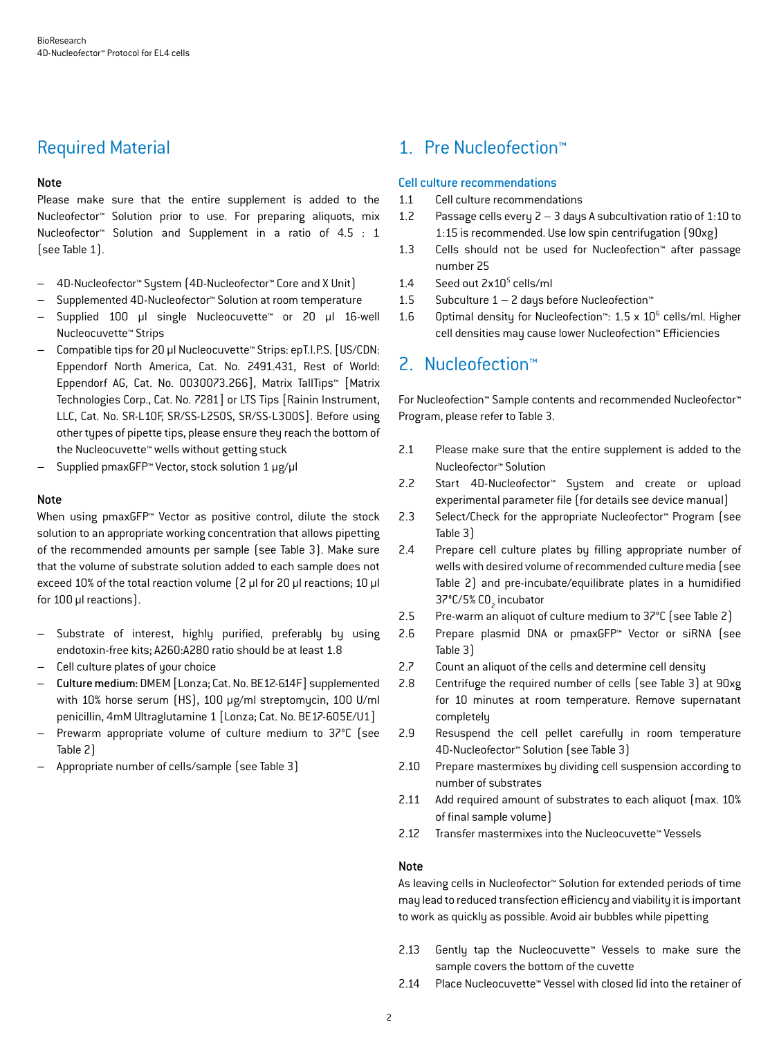## Required Material

### Note

Please make sure that the entire supplement is added to the Nucleofector™ Solution prior to use. For preparing aliquots, mix Nucleofector™ Solution and Supplement in a ratio of 4.5 : 1 (see Table 1).

- 4D-Nucleofector™ System (4D-Nucleofector™ Core and X Unit)
- Supplemented 4D-Nucleofector™ Solution at room temperature
- Supplied 100 µl single Nucleocuvette™ or 20 µl 16-well Nucleocuvette™ Strips
- Compatible tips for 20 µl Nucleocuvette™ Strips: epT.I.P.S. [US/CDN: Eppendorf North America, Cat. No. 2491.431, Rest of World: Eppendorf AG, Cat. No. 0030073.266], Matrix TallTips™ [Matrix Technologies Corp., Cat. No. 7281] or LTS Tips [Rainin Instrument, LLC, Cat. No. SR-L10F, SR/SS-L250S, SR/SS-L300S]. Before using other types of pipette tips, please ensure they reach the bottom of the Nucleocuvette™ wells without getting stuck
- Supplied pmaxGFP™ Vector, stock solution 1 µg/µl

### Note

When using pmaxGFP™ Vector as positive control, dilute the stock solution to an appropriate working concentration that allows pipetting of the recommended amounts per sample (see Table 3). Make sure that the volume of substrate solution added to each sample does not exceed 10% of the total reaction volume (2 µl for 20 µl reactions; 10 µl for 100 µl reactions).

- Substrate of interest, highly purified, preferably by using endotoxin-free kits; A260:A280 ratio should be at least 1.8
- Cell culture plates of your choice
- **Culture medium:** DMEM [Lonza; Cat. No. BE12-614F] supplemented with 10% horse serum (HS), 100 µg/ml streptomycin, 100 U/ml penicillin, 4mM Ultraglutamine 1 [Lonza; Cat. No. BE17-605E/U1]
- Prewarm appropriate volume of culture medium to 37°C (see Table 2)
- Appropriate number of cells/sample (see Table 3)

## 1. Pre Nucleofection™

### Cell culture recommendations

1.1 Cell culture recommendations

1.2 Passage cells every 2 – 3 days A subcultivation ratio of 1:10 to 1:15 is recommended. Use low spin centrifugation (90xg)

1.3 Cells should not be used for Nucleofection™ after passage number 25

1.4 Seed out $2x10^5$ cells/ml

1.5 Subculture 1 – 2 days before Nucleofection™

1.6 Optimal density for Nucleofection™: $1.5 \times 10^6$ cells/ml. Higher cell densities may cause lower Nucleofection™ Efficiencies

## 2. Nucleofection™

For Nucleofection™ Sample contents and recommended Nucleofector™ Program, please refer to Table 3.

2.1 Please make sure that the entire supplement is added to the Nucleofector™ Solution

2.2 Start 4D-Nucleofector™ System and create or upload experimental parameter file (for details see device manual)

2.3 Select/Check for the appropriate Nucleofector™ Program (see Table 3)

2.4 Prepare cell culture plates by filling appropriate number of wells with desired volume of recommended culture media (see Table 2) and pre-incubate/equilibrate plates in a humidified 37°C/5% $CO_2$ incubator

2.5 Pre-warm an aliquot of culture medium to 37°C (see Table 2)

2.6 Prepare plasmid DNA or pmaxGFP™ Vector or siRNA (see Table 3)

2.7 Count an aliquot of the cells and determine cell density

2.8 Centrifuge the required number of cells (see Table 3) at 90xg for 10 minutes at room temperature. Remove supernatant completely

2.9 Resuspend the cell pellet carefully in room temperature 4D-Nucleofector™ Solution (see Table 3)

2.10 Prepare mastermixes by dividing cell suspension according to number of substrates

2.11 Add required amount of substrates to each aliquot (max. 10% of final sample volume)

2.12 Transfer mastermixes into the Nucleocuvette™ Vessels

### Note

As leaving cells in Nucleofector™ Solution for extended periods of time may lead to reduced transfection efficiency and viability it is important to work as quickly as possible. Avoid air bubbles while pipetting

2.13 Gently tap the Nucleocuvette™ Vessels to make sure the sample covers the bottom of the cuvette

2.14 Place Nucleocuvette™ Vessel with closed lid into the retainer of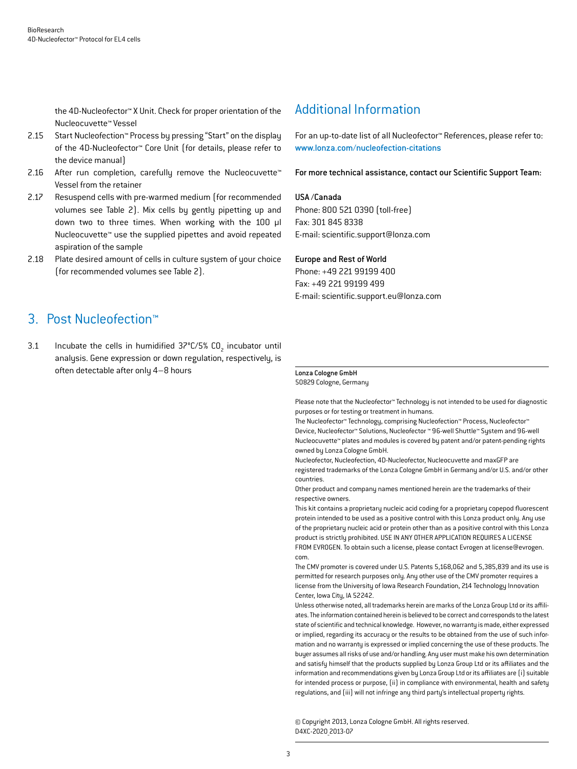the 4D-Nucleofector™ X Unit. Check for proper orientation of the Nucleocuvette™ Vessel

2.15 Start Nucleofection™ Process by pressing "Start" on the display of the 4D-Nucleofector™ Core Unit (for details, please refer to the device manual)

2.16 After run completion, carefully remove the Nucleocuvette™ Vessel from the retainer

2.17 Resuspend cells with pre-warmed medium (for recommended volumes see Table 2). Mix cells by gently pipetting up and down two to three times. When working with the 100 µl Nucleocuvette™ use the supplied pipettes and avoid repeated aspiration of the sample

2.18 Plate desired amount of cells in culture system of your choice (for recommended volumes see Table 2).

## 3. Post Nucleofection™

3.1 Incubate the cells in humidified 37°C/5% $CO_2$ incubator until analysis. Gene expression or down regulation, respectively, is often detectable after only 4–8 hours

## Additional Information

For an up-to-date list of all Nucleofector™ References, please refer to: www.lonza.com/nucleofection-citations

**For more technical assistance, contact our Scientific Support Team:**

**USA /Canada**
Phone: 800 521 0390 (toll-free)
Fax: 301 845 8338
E-mail: scientific.support@lonza.com

**Europe and Rest of World**
Phone: +49 221 99199 400
Fax: +49 221 99199 499
E-mail: scientific.support.eu@lonza.com

**Lonza Cologne GmbH**
50829 Cologne, Germany

Please note that the Nucleofector™ Technology is not intended to be used for diagnostic purposes or for testing or treatment in humans.
The Nucleofector™ Technology, comprising Nucleofection™ Process, Nucleofector™ Device, Nucleofector™ Solutions, Nucleofector ™ 96-well Shuttle™ System and 96-well Nucleocuvette™ plates and modules is covered by patent and/or patent-pending rights owned by Lonza Cologne GmbH.
Nucleofector, Nucleofection, 4D-Nucleofector, Nucleocuvette and maxGFP are registered trademarks of the Lonza Cologne GmbH in Germany and/or U.S. and/or other countries.
Other product and company names mentioned herein are the trademarks of their respective owners.
This kit contains a proprietary nucleic acid coding for a proprietary copepod fluorescent protein intended to be used as a positive control with this Lonza product only. Any use of the proprietary nucleic acid or protein other than as a positive control with this Lonza product is strictly prohibited. USE IN ANY OTHER APPLICATION REQUIRES A LICENSE FROM EVROGEN. To obtain such a license, please contact Evrogen at license@evrogen.com.
The CMV promoter is covered under U.S. Patents 5,168,062 and 5,385,839 and its use is permitted for research purposes only. Any other use of the CMV promoter requires a license from the University of Iowa Research Foundation, 214 Technology Innovation Center, Iowa City, IA 52242.
Unless otherwise noted, all trademarks herein are marks of the Lonza Group Ltd or its affiliates. The information contained herein is believed to be correct and corresponds to the latest state of scientific and technical knowledge. However, no warranty is made, either expressed or implied, regarding its accuracy or the results to be obtained from the use of such information and no warranty is expressed or implied concerning the use of these products. The buyer assumes all risks of use and/or handling. Any user must make his own determination and satisfy himself that the products supplied by Lonza Group Ltd or its affiliates and the information and recommendations given by Lonza Group Ltd or its affiliates are (i) suitable for intended process or purpose, (ii) in compliance with environmental, health and safety regulations, and (iii) will not infringe any third party's intellectual property rights.

© Copyright 2013, Lonza Cologne GmbH. All rights reserved.
D4XC-2020_2013-07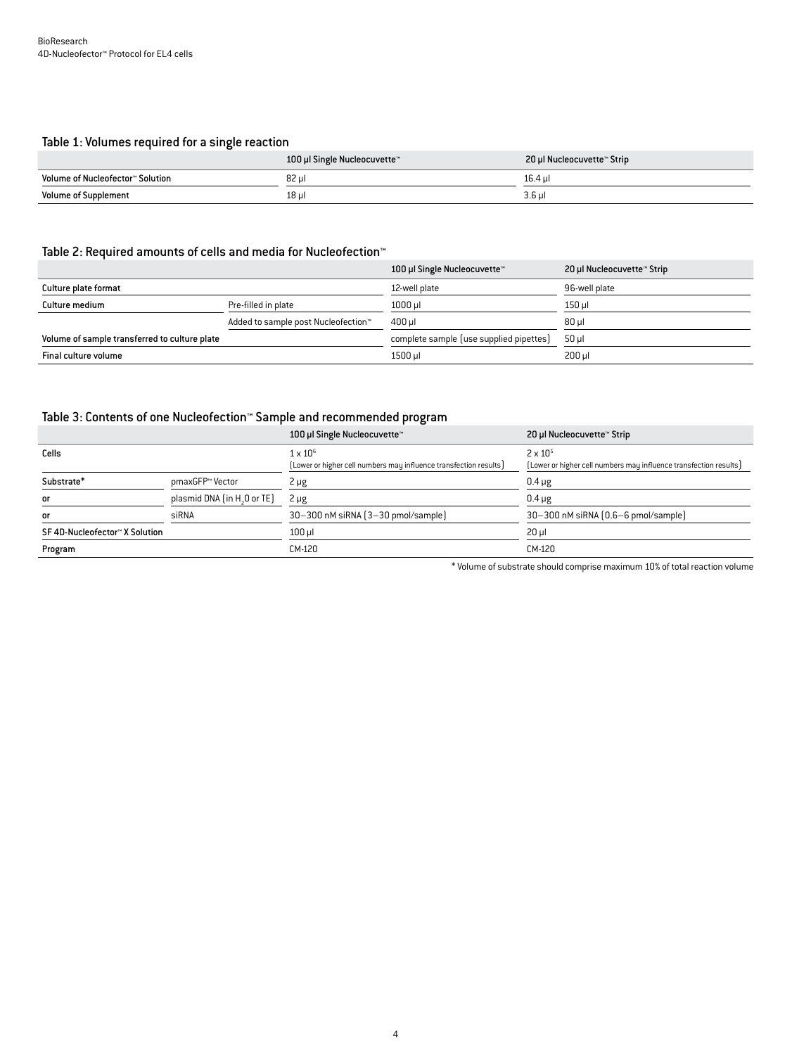### Table 1: Volumes required for a single reaction

| | 100 µl Single Nucleocuvette™ | 20 µl Nucleocuvette™ Strip |
|---|---|---|
| Volume of Nucleofector™ Solution | 82 µl | 16.4 µl |
| Volume of Supplement | 18 µl | 3.6 µl |

### Table 2: Required amounts of cells and media for Nucleofection™

| | | 100 µl Single Nucleocuvette™ | 20 µl Nucleocuvette™ Strip |
|---|---|---|---|
| Culture plate format | | 12-well plate | 96-well plate |
| Culture medium | Pre-filled in plate | 1000 µl | 150 µl |
| | Added to sample post Nucleofection™ | 400 µl | 80 µl |
| Volume of sample transferred to culture plate | | complete sample (use supplied pipettes) | 50 µl |
| Final culture volume | | 1500 µl | 200 µl |

### Table 3: Contents of one Nucleofection™ Sample and recommended program

| | | 100 µl Single Nucleocuvette™ | 20 µl Nucleocuvette™ Strip |
|---|---|---|---|
| Cells | | $1 \times 10^6$ (Lower or higher cell numbers may influence transfection results) | $2 \times 10^5$ (Lower or higher cell numbers may influence transfection results) |
| Substrate* | pmaxGFP™ Vector | 2 µg | 0.4 µg |
| or | plasmid DNA (in $H_2O$ or TE) | 2 µg | 0.4 µg |
| or | siRNA | 30–300 nM siRNA (3–30 pmol/sample) | 30–300 nM siRNA (0.6–6 pmol/sample) |
| SF 4D-Nucleofector™ X Solution | | 100 µl | 20 µl |
| Program | | CM-120 | CM-120 |

* Volume of substrate should comprise maximum 10% of total reaction volume